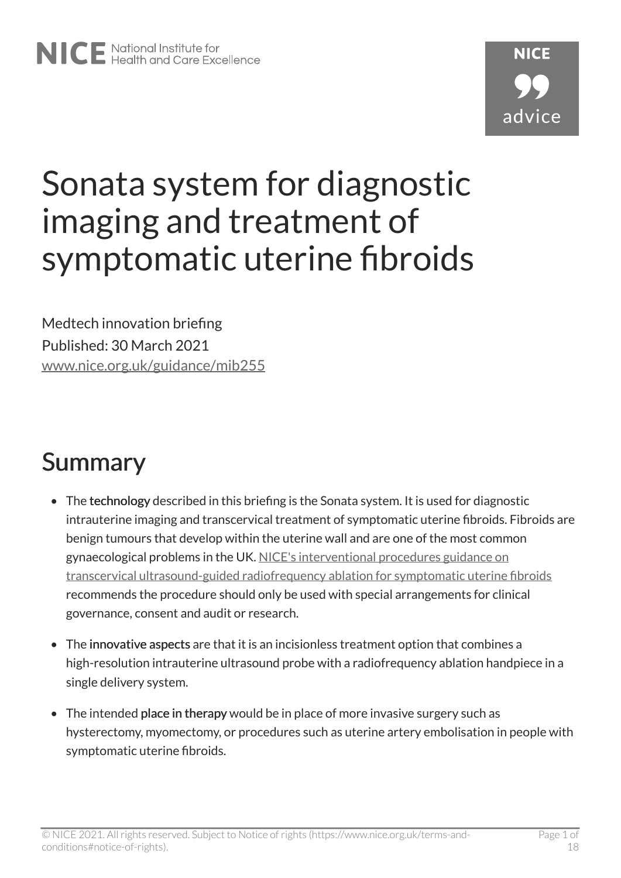# Sonata system for diagnostic imaging and treatment of symptomatic uterine fibroids

Medtech innovation briefing

Published: 30 March 2021

www.nice.org.uk/guidance/mib255

## Summary

- The **technology** described in this briefing is the Sonata system. It is used for diagnostic intrauterine imaging and transcervical treatment of symptomatic uterine fibroids. Fibroids are benign tumours that develop within the uterine wall and are one of the most common gynaecological problems in the UK. NICE's interventional procedures guidance on transcervical ultrasound-guided radiofrequency ablation for symptomatic uterine fibroids recommends the procedure should only be used with special arrangements for clinical governance, consent and audit or research.
- The **innovative aspects** are that it is an incisionless treatment option that combines a high-resolution intrauterine ultrasound probe with a radiofrequency ablation handpiece in a single delivery system.
- The intended **place in therapy** would be in place of more invasive surgery such as hysterectomy, myomectomy, or procedures such as uterine artery embolisation in people with symptomatic uterine fibroids.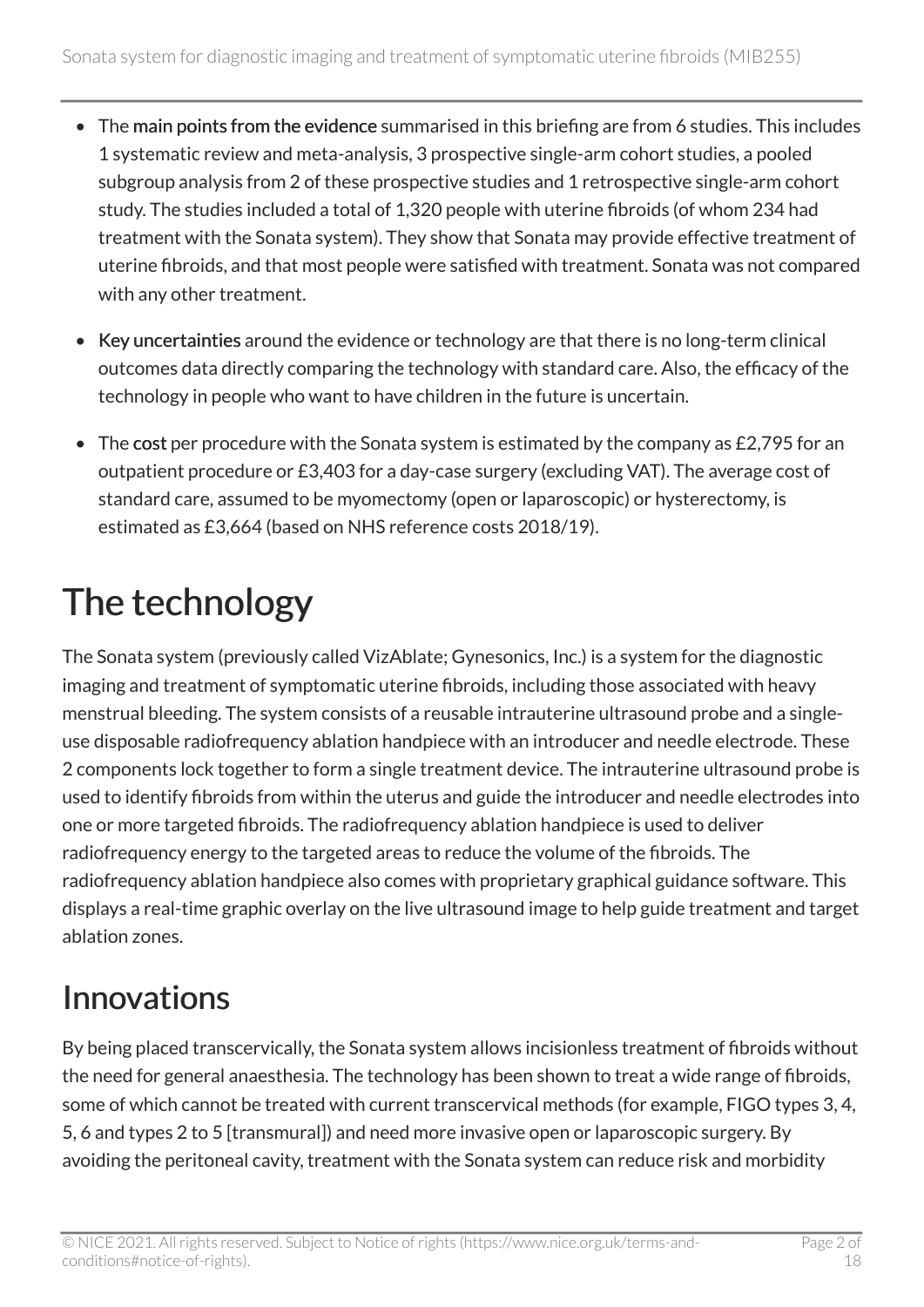- The **main points from the evidence** summarised in this briefing are from 6 studies. This includes 1 systematic review and meta-analysis, 3 prospective single-arm cohort studies, a pooled subgroup analysis from 2 of these prospective studies and 1 retrospective single-arm cohort study. The studies included a total of 1,320 people with uterine fibroids (of whom 234 had treatment with the Sonata system). They show that Sonata may provide effective treatment of uterine fibroids, and that most people were satisfied with treatment. Sonata was not compared with any other treatment.
- **Key uncertainties** around the evidence or technology are that there is no long-term clinical outcomes data directly comparing the technology with standard care. Also, the efficacy of the technology in people who want to have children in the future is uncertain.
- The **cost** per procedure with the Sonata system is estimated by the company as £2,795 for an outpatient procedure or £3,403 for a day-case surgery (excluding VAT). The average cost of standard care, assumed to be myomectomy (open or laparoscopic) or hysterectomy, is estimated as £3,664 (based on NHS reference costs 2018/19).

# The technology

The Sonata system (previously called VizAblate; Gynesonics, Inc.) is a system for the diagnostic imaging and treatment of symptomatic uterine fibroids, including those associated with heavy menstrual bleeding. The system consists of a reusable intrauterine ultrasound probe and a single-use disposable radiofrequency ablation handpiece with an introducer and needle electrode. These 2 components lock together to form a single treatment device. The intrauterine ultrasound probe is used to identify fibroids from within the uterus and guide the introducer and needle electrodes into one or more targeted fibroids. The radiofrequency ablation handpiece is used to deliver radiofrequency energy to the targeted areas to reduce the volume of the fibroids. The radiofrequency ablation handpiece also comes with proprietary graphical guidance software. This displays a real-time graphic overlay on the live ultrasound image to help guide treatment and target ablation zones.

## Innovations

By being placed transcervically, the Sonata system allows incisionless treatment of fibroids without the need for general anaesthesia. The technology has been shown to treat a wide range of fibroids, some of which cannot be treated with current transcervical methods (for example, FIGO types 3, 4, 5, 6 and types 2 to 5 [transmural]) and need more invasive open or laparoscopic surgery. By avoiding the peritoneal cavity, treatment with the Sonata system can reduce risk and morbidity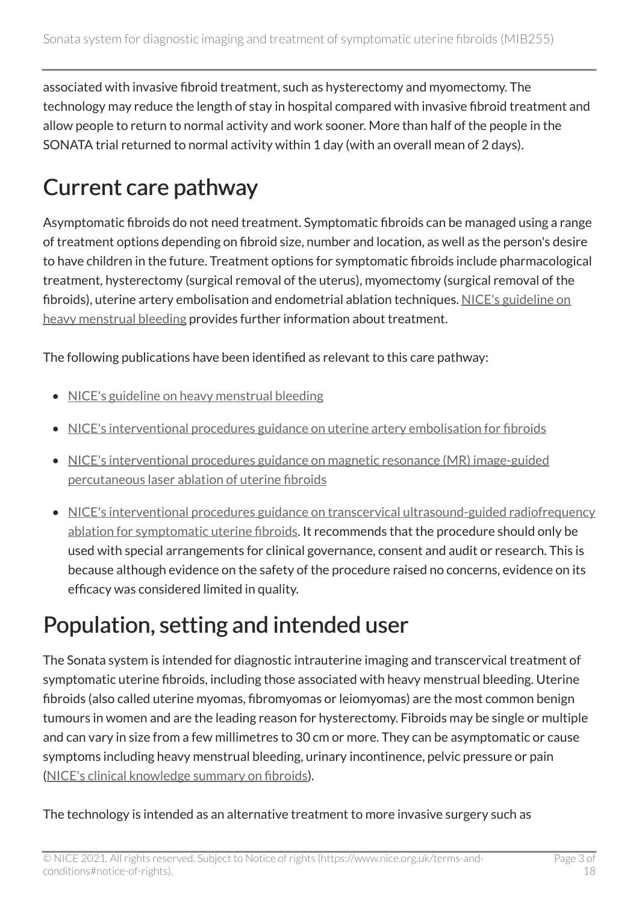associated with invasive fibroid treatment, such as hysterectomy and myomectomy. The technology may reduce the length of stay in hospital compared with invasive fibroid treatment and allow people to return to normal activity and work sooner. More than half of the people in the SONATA trial returned to normal activity within 1 day (with an overall mean of 2 days).

## Current care pathway

Asymptomatic fibroids do not need treatment. Symptomatic fibroids can be managed using a range of treatment options depending on fibroid size, number and location, as well as the person's desire to have children in the future. Treatment options for symptomatic fibroids include pharmacological treatment, hysterectomy (surgical removal of the uterus), myomectomy (surgical removal of the fibroids), uterine artery embolisation and endometrial ablation techniques. NICE's guideline on heavy menstrual bleeding provides further information about treatment.

The following publications have been identified as relevant to this care pathway:

- NICE's guideline on heavy menstrual bleeding
- NICE's interventional procedures guidance on uterine artery embolisation for fibroids
- NICE's interventional procedures guidance on magnetic resonance (MR) image-guided percutaneous laser ablation of uterine fibroids
- NICE's interventional procedures guidance on transcervical ultrasound-guided radiofrequency ablation for symptomatic uterine fibroids. It recommends that the procedure should only be used with special arrangements for clinical governance, consent and audit or research. This is because although evidence on the safety of the procedure raised no concerns, evidence on its efficacy was considered limited in quality.

## Population, setting and intended user

The Sonata system is intended for diagnostic intrauterine imaging and transcervical treatment of symptomatic uterine fibroids, including those associated with heavy menstrual bleeding. Uterine fibroids (also called uterine myomas, fibromyomas or leiomyomas) are the most common benign tumours in women and are the leading reason for hysterectomy. Fibroids may be single or multiple and can vary in size from a few millimetres to 30 cm or more. They can be asymptomatic or cause symptoms including heavy menstrual bleeding, urinary incontinence, pelvic pressure or pain (NICE's clinical knowledge summary on fibroids).

The technology is intended as an alternative treatment to more invasive surgery such as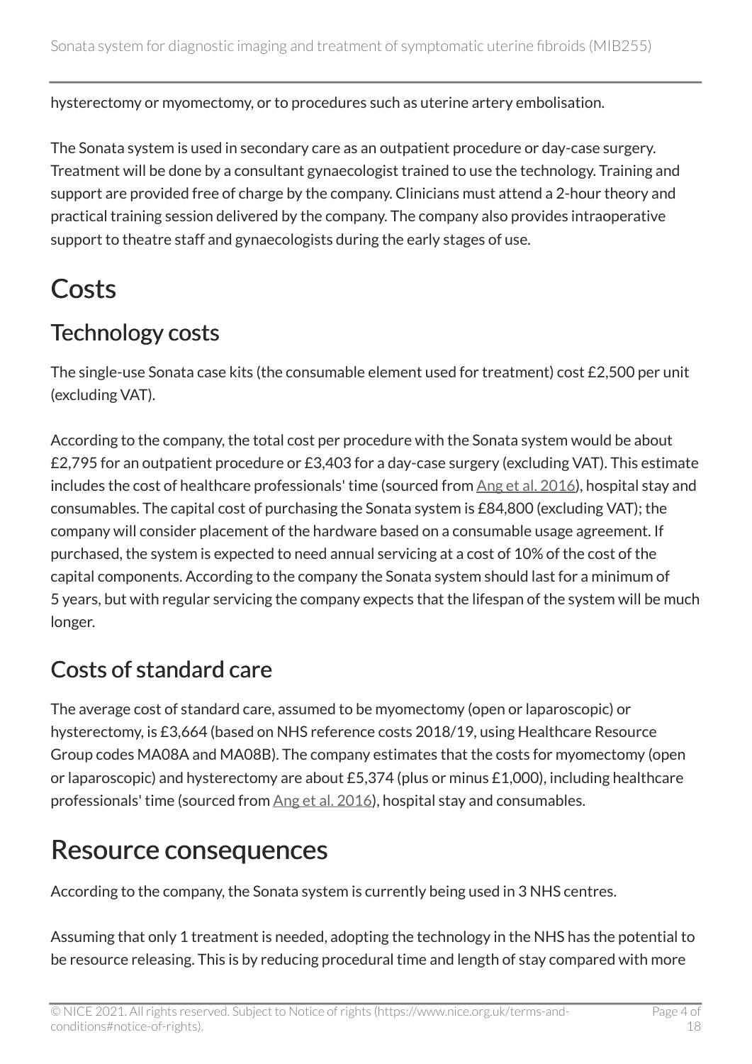hysterectomy or myomectomy, or to procedures such as uterine artery embolisation.

The Sonata system is used in secondary care as an outpatient procedure or day-case surgery. Treatment will be done by a consultant gynaecologist trained to use the technology. Training and support are provided free of charge by the company. Clinicians must attend a 2-hour theory and practical training session delivered by the company. The company also provides intraoperative support to theatre staff and gynaecologists during the early stages of use.

# Costs

## Technology costs

The single-use Sonata case kits (the consumable element used for treatment) cost £2,500 per unit (excluding VAT).

According to the company, the total cost per procedure with the Sonata system would be about £2,795 for an outpatient procedure or £3,403 for a day-case surgery (excluding VAT). This estimate includes the cost of healthcare professionals' time (sourced from Ang et al. 2016), hospital stay and consumables. The capital cost of purchasing the Sonata system is £84,800 (excluding VAT); the company will consider placement of the hardware based on a consumable usage agreement. If purchased, the system is expected to need annual servicing at a cost of 10% of the cost of the capital components. According to the company the Sonata system should last for a minimum of 5 years, but with regular servicing the company expects that the lifespan of the system will be much longer.

## Costs of standard care

The average cost of standard care, assumed to be myomectomy (open or laparoscopic) or hysterectomy, is £3,664 (based on NHS reference costs 2018/19, using Healthcare Resource Group codes MA08A and MA08B). The company estimates that the costs for myomectomy (open or laparoscopic) and hysterectomy are about £5,374 (plus or minus £1,000), including healthcare professionals' time (sourced from Ang et al. 2016), hospital stay and consumables.

# Resource consequences

According to the company, the Sonata system is currently being used in 3 NHS centres.

Assuming that only 1 treatment is needed, adopting the technology in the NHS has the potential to be resource releasing. This is by reducing procedural time and length of stay compared with more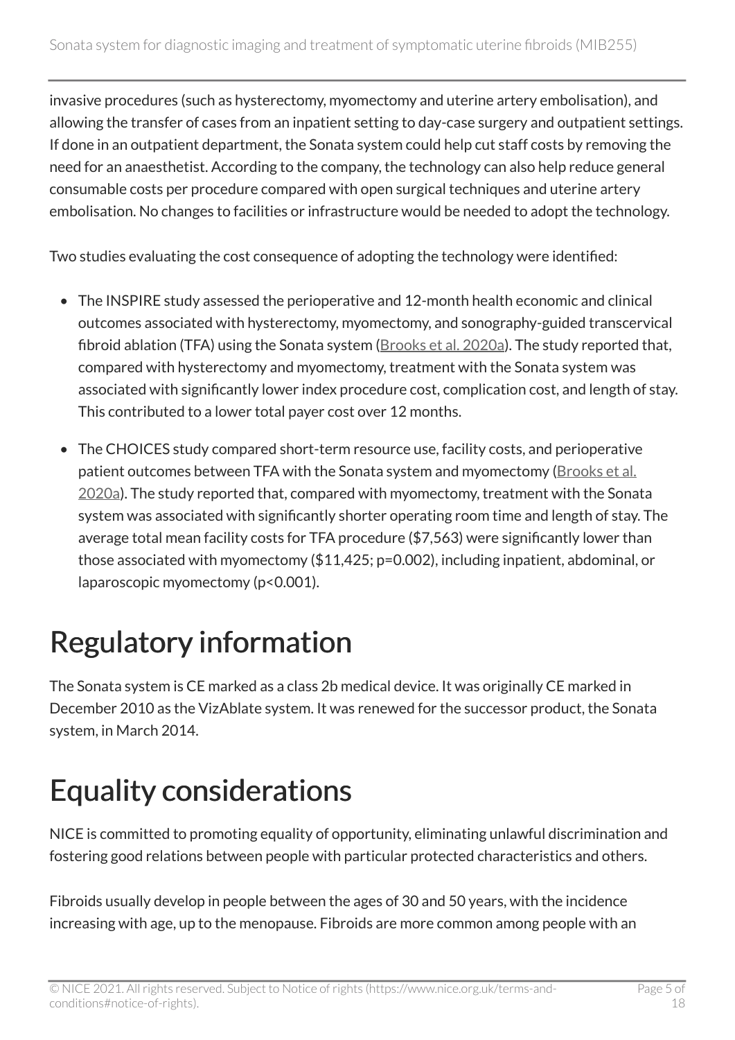invasive procedures (such as hysterectomy, myomectomy and uterine artery embolisation), and allowing the transfer of cases from an inpatient setting to day-case surgery and outpatient settings. If done in an outpatient department, the Sonata system could help cut staff costs by removing the need for an anaesthetist. According to the company, the technology can also help reduce general consumable costs per procedure compared with open surgical techniques and uterine artery embolisation. No changes to facilities or infrastructure would be needed to adopt the technology.

Two studies evaluating the cost consequence of adopting the technology were identified:

- The INSPIRE study assessed the perioperative and 12-month health economic and clinical outcomes associated with hysterectomy, myomectomy, and sonography-guided transcervical fibroid ablation (TFA) using the Sonata system (Brooks et al. 2020a). The study reported that, compared with hysterectomy and myomectomy, treatment with the Sonata system was associated with significantly lower index procedure cost, complication cost, and length of stay. This contributed to a lower total payer cost over 12 months.
- The CHOICES study compared short-term resource use, facility costs, and perioperative patient outcomes between TFA with the Sonata system and myomectomy (Brooks et al. 2020a). The study reported that, compared with myomectomy, treatment with the Sonata system was associated with significantly shorter operating room time and length of stay. The average total mean facility costs for TFA procedure ($7,563) were significantly lower than those associated with myomectomy ($11,425; p=0.002), including inpatient, abdominal, or laparoscopic myomectomy (p<0.001).

# Regulatory information

The Sonata system is CE marked as a class 2b medical device. It was originally CE marked in December 2010 as the VizAblate system. It was renewed for the successor product, the Sonata system, in March 2014.

# Equality considerations

NICE is committed to promoting equality of opportunity, eliminating unlawful discrimination and fostering good relations between people with particular protected characteristics and others.

Fibroids usually develop in people between the ages of 30 and 50 years, with the incidence increasing with age, up to the menopause. Fibroids are more common among people with an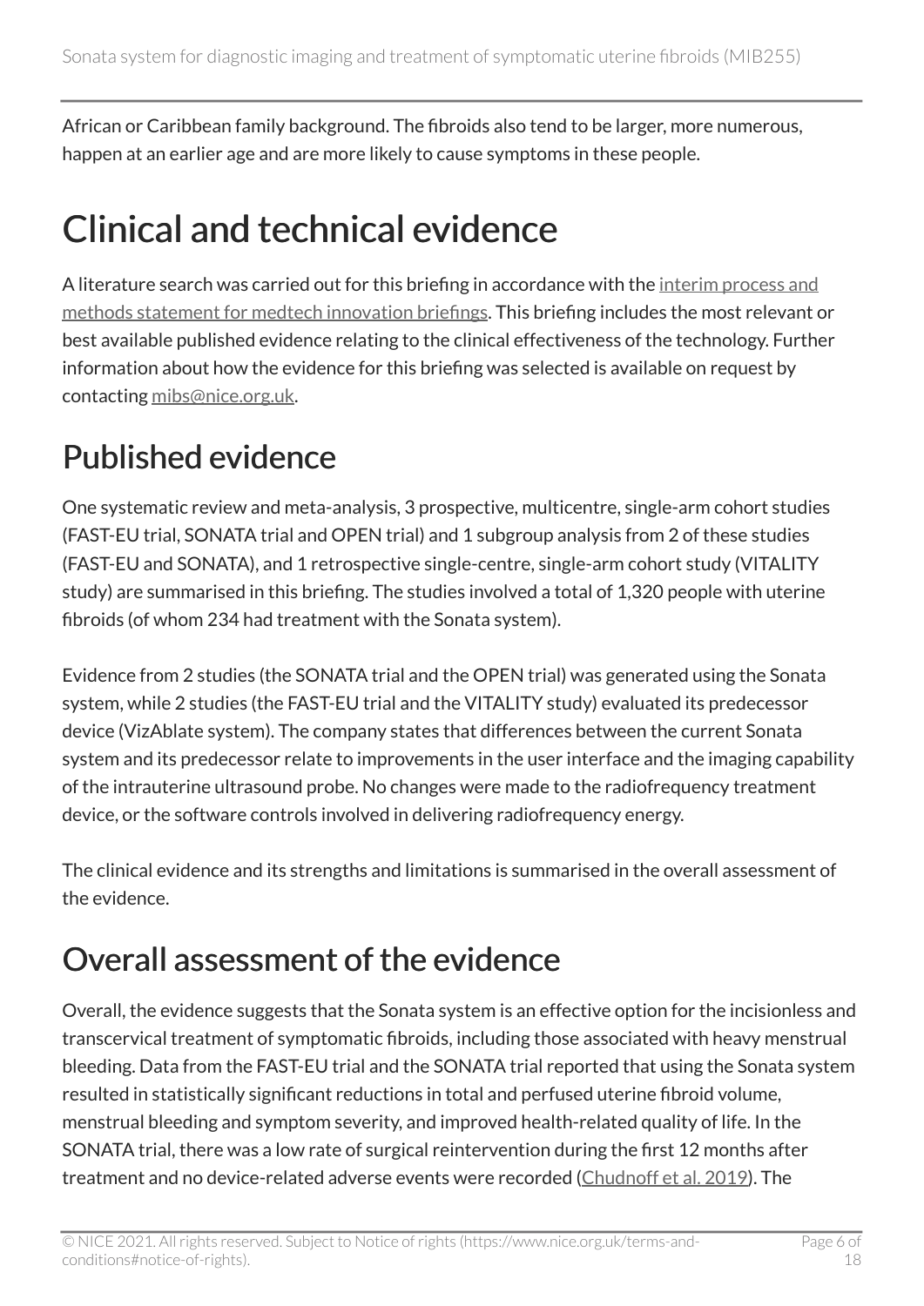African or Caribbean family background. The fibroids also tend to be larger, more numerous, happen at an earlier age and are more likely to cause symptoms in these people.

# Clinical and technical evidence

A literature search was carried out for this briefing in accordance with the interim process and methods statement for medtech innovation briefings. This briefing includes the most relevant or best available published evidence relating to the clinical effectiveness of the technology. Further information about how the evidence for this briefing was selected is available on request by contacting mibs@nice.org.uk.

## Published evidence

One systematic review and meta-analysis, 3 prospective, multicentre, single-arm cohort studies (FAST-EU trial, SONATA trial and OPEN trial) and 1 subgroup analysis from 2 of these studies (FAST-EU and SONATA), and 1 retrospective single-centre, single-arm cohort study (VITALITY study) are summarised in this briefing. The studies involved a total of 1,320 people with uterine fibroids (of whom 234 had treatment with the Sonata system).

Evidence from 2 studies (the SONATA trial and the OPEN trial) was generated using the Sonata system, while 2 studies (the FAST-EU trial and the VITALITY study) evaluated its predecessor device (VizAblate system). The company states that differences between the current Sonata system and its predecessor relate to improvements in the user interface and the imaging capability of the intrauterine ultrasound probe. No changes were made to the radiofrequency treatment device, or the software controls involved in delivering radiofrequency energy.

The clinical evidence and its strengths and limitations is summarised in the overall assessment of the evidence.

## Overall assessment of the evidence

Overall, the evidence suggests that the Sonata system is an effective option for the incisionless and transcervical treatment of symptomatic fibroids, including those associated with heavy menstrual bleeding. Data from the FAST-EU trial and the SONATA trial reported that using the Sonata system resulted in statistically significant reductions in total and perfused uterine fibroid volume, menstrual bleeding and symptom severity, and improved health-related quality of life. In the SONATA trial, there was a low rate of surgical reintervention during the first 12 months after treatment and no device-related adverse events were recorded (Chudnoff et al. 2019). The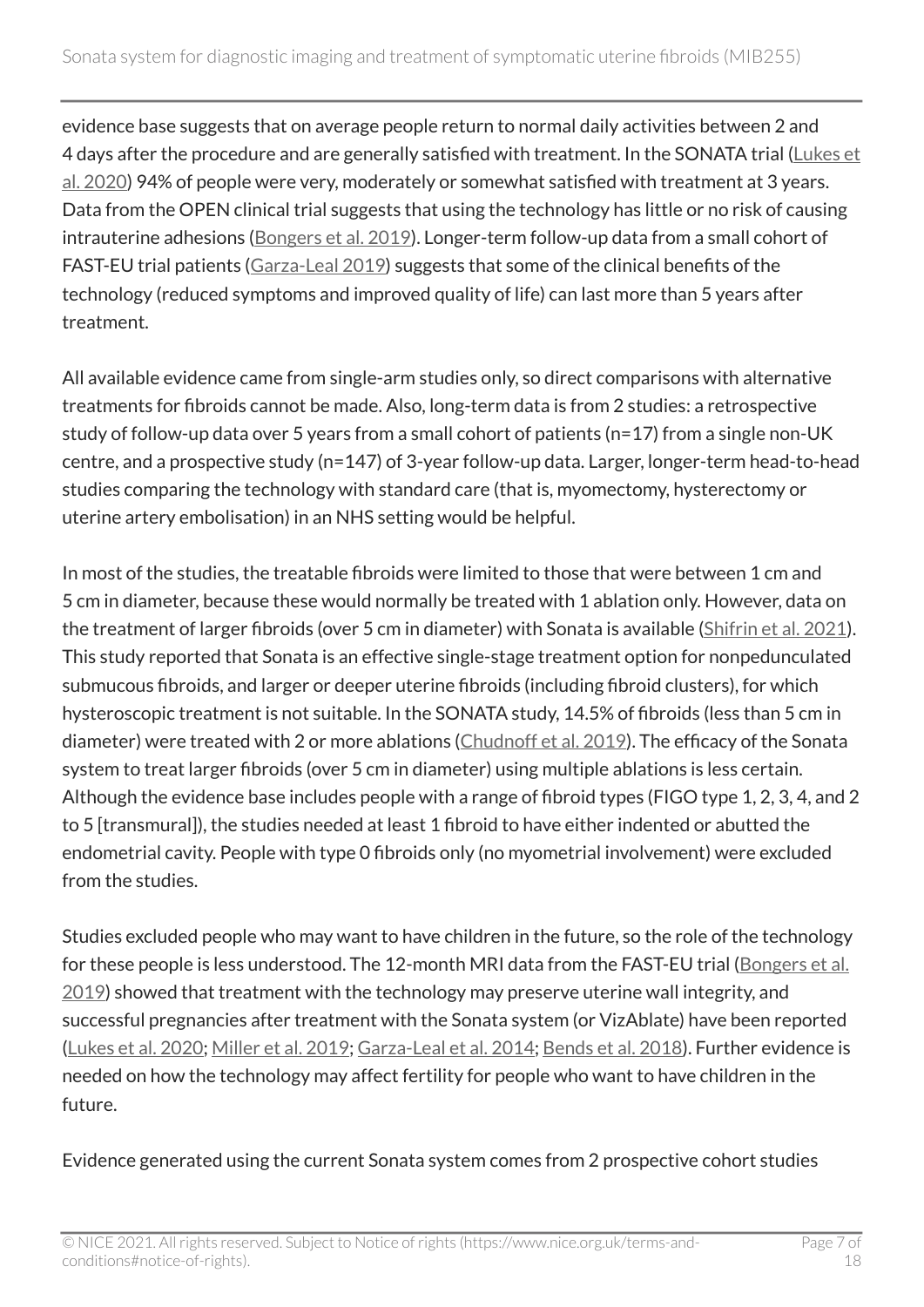evidence base suggests that on average people return to normal daily activities between 2 and 4 days after the procedure and are generally satisfied with treatment. In the SONATA trial (Lukes et al. 2020) 94% of people were very, moderately or somewhat satisfied with treatment at 3 years. Data from the OPEN clinical trial suggests that using the technology has little or no risk of causing intrauterine adhesions (Bongers et al. 2019). Longer-term follow-up data from a small cohort of FAST-EU trial patients (Garza-Leal 2019) suggests that some of the clinical benefits of the technology (reduced symptoms and improved quality of life) can last more than 5 years after treatment.

All available evidence came from single-arm studies only, so direct comparisons with alternative treatments for fibroids cannot be made. Also, long-term data is from 2 studies: a retrospective study of follow-up data over 5 years from a small cohort of patients (n=17) from a single non-UK centre, and a prospective study (n=147) of 3-year follow-up data. Larger, longer-term head-to-head studies comparing the technology with standard care (that is, myomectomy, hysterectomy or uterine artery embolisation) in an NHS setting would be helpful.

In most of the studies, the treatable fibroids were limited to those that were between 1 cm and 5 cm in diameter, because these would normally be treated with 1 ablation only. However, data on the treatment of larger fibroids (over 5 cm in diameter) with Sonata is available (Shifrin et al. 2021). This study reported that Sonata is an effective single-stage treatment option for nonpedunculated submucous fibroids, and larger or deeper uterine fibroids (including fibroid clusters), for which hysteroscopic treatment is not suitable. In the SONATA study, 14.5% of fibroids (less than 5 cm in diameter) were treated with 2 or more ablations (Chudnoff et al. 2019). The efficacy of the Sonata system to treat larger fibroids (over 5 cm in diameter) using multiple ablations is less certain. Although the evidence base includes people with a range of fibroid types (FIGO type 1, 2, 3, 4, and 2 to 5 [transmural]), the studies needed at least 1 fibroid to have either indented or abutted the endometrial cavity. People with type 0 fibroids only (no myometrial involvement) were excluded from the studies.

Studies excluded people who may want to have children in the future, so the role of the technology for these people is less understood. The 12-month MRI data from the FAST-EU trial (Bongers et al. 2019) showed that treatment with the technology may preserve uterine wall integrity, and successful pregnancies after treatment with the Sonata system (or VizAblate) have been reported (Lukes et al. 2020; Miller et al. 2019; Garza-Leal et al. 2014; Bends et al. 2018). Further evidence is needed on how the technology may affect fertility for people who want to have children in the future.

Evidence generated using the current Sonata system comes from 2 prospective cohort studies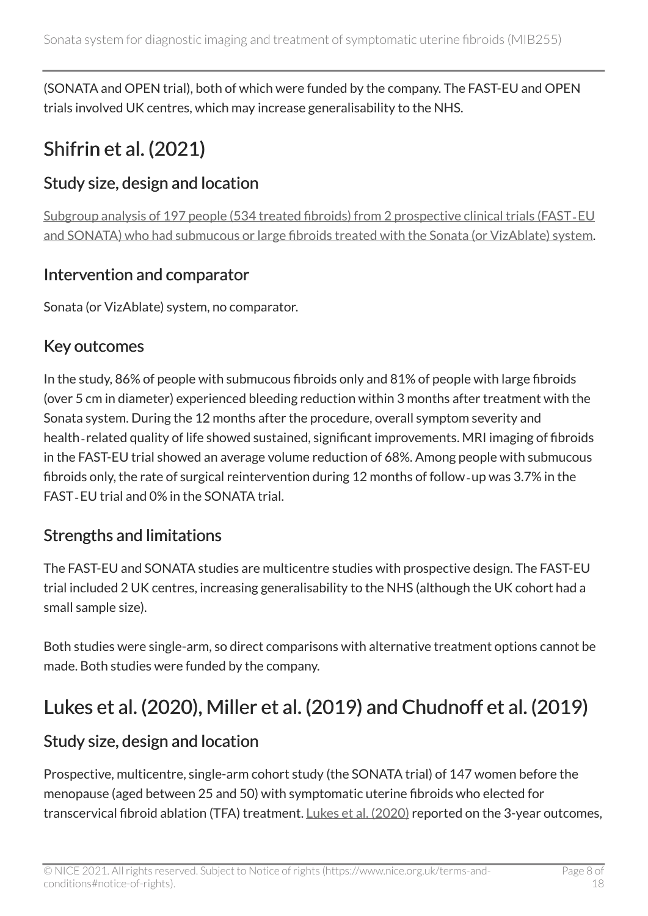(SONATA and OPEN trial), both of which were funded by the company. The FAST-EU and OPEN trials involved UK centres, which may increase generalisability to the NHS.

## Shifrin et al. (2021)

### Study size, design and location

Subgroup analysis of 197 people (534 treated fibroids) from 2 prospective clinical trials (FAST-EU and SONATA) who had submucous or large fibroids treated with the Sonata (or VizAblate) system.

### Intervention and comparator

Sonata (or VizAblate) system, no comparator.

### Key outcomes

In the study, 86% of people with submucous fibroids only and 81% of people with large fibroids (over 5 cm in diameter) experienced bleeding reduction within 3 months after treatment with the Sonata system. During the 12 months after the procedure, overall symptom severity and health-related quality of life showed sustained, significant improvements. MRI imaging of fibroids in the FAST-EU trial showed an average volume reduction of 68%. Among people with submucous fibroids only, the rate of surgical reintervention during 12 months of follow-up was 3.7% in the FAST-EU trial and 0% in the SONATA trial.

### Strengths and limitations

The FAST-EU and SONATA studies are multicentre studies with prospective design. The FAST-EU trial included 2 UK centres, increasing generalisability to the NHS (although the UK cohort had a small sample size).

Both studies were single-arm, so direct comparisons with alternative treatment options cannot be made. Both studies were funded by the company.

## Lukes et al. (2020), Miller et al. (2019) and Chudnoff et al. (2019)

### Study size, design and location

Prospective, multicentre, single-arm cohort study (the SONATA trial) of 147 women before the menopause (aged between 25 and 50) with symptomatic uterine fibroids who elected for transcervical fibroid ablation (TFA) treatment. Lukes et al. (2020) reported on the 3-year outcomes,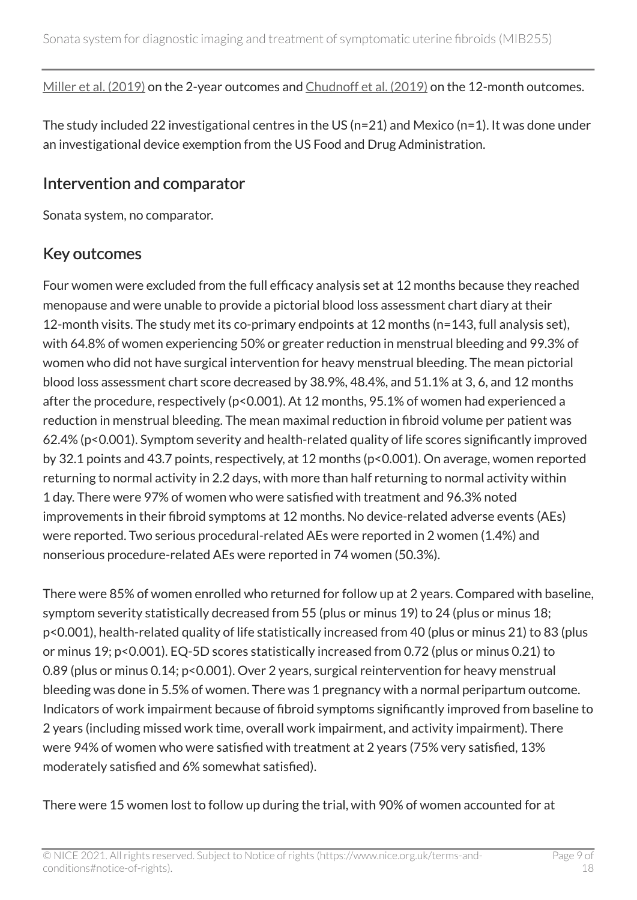Miller et al. (2019) on the 2-year outcomes and Chudnoff et al. (2019) on the 12-month outcomes.

The study included 22 investigational centres in the US (n=21) and Mexico (n=1). It was done under an investigational device exemption from the US Food and Drug Administration.

## Intervention and comparator

Sonata system, no comparator.

## Key outcomes

Four women were excluded from the full efficacy analysis set at 12 months because they reached menopause and were unable to provide a pictorial blood loss assessment chart diary at their 12-month visits. The study met its co-primary endpoints at 12 months (n=143, full analysis set), with 64.8% of women experiencing 50% or greater reduction in menstrual bleeding and 99.3% of women who did not have surgical intervention for heavy menstrual bleeding. The mean pictorial blood loss assessment chart score decreased by 38.9%, 48.4%, and 51.1% at 3, 6, and 12 months after the procedure, respectively ($p<0.001$). At 12 months, 95.1% of women had experienced a reduction in menstrual bleeding. The mean maximal reduction in fibroid volume per patient was 62.4% ($p<0.001$). Symptom severity and health-related quality of life scores significantly improved by 32.1 points and 43.7 points, respectively, at 12 months ($p<0.001$). On average, women reported returning to normal activity in 2.2 days, with more than half returning to normal activity within 1 day. There were 97% of women who were satisfied with treatment and 96.3% noted improvements in their fibroid symptoms at 12 months. No device-related adverse events (AEs) were reported. Two serious procedural-related AEs were reported in 2 women (1.4%) and nonserious procedure-related AEs were reported in 74 women (50.3%).

There were 85% of women enrolled who returned for follow up at 2 years. Compared with baseline, symptom severity statistically decreased from 55 (plus or minus 19) to 24 (plus or minus 18; $p<0.001$), health-related quality of life statistically increased from 40 (plus or minus 21) to 83 (plus or minus 19; $p<0.001$). EQ-5D scores statistically increased from 0.72 (plus or minus 0.21) to 0.89 (plus or minus 0.14; $p<0.001$). Over 2 years, surgical reintervention for heavy menstrual bleeding was done in 5.5% of women. There was 1 pregnancy with a normal peripartum outcome. Indicators of work impairment because of fibroid symptoms significantly improved from baseline to 2 years (including missed work time, overall work impairment, and activity impairment). There were 94% of women who were satisfied with treatment at 2 years (75% very satisfied, 13% moderately satisfied and 6% somewhat satisfied).

There were 15 women lost to follow up during the trial, with 90% of women accounted for at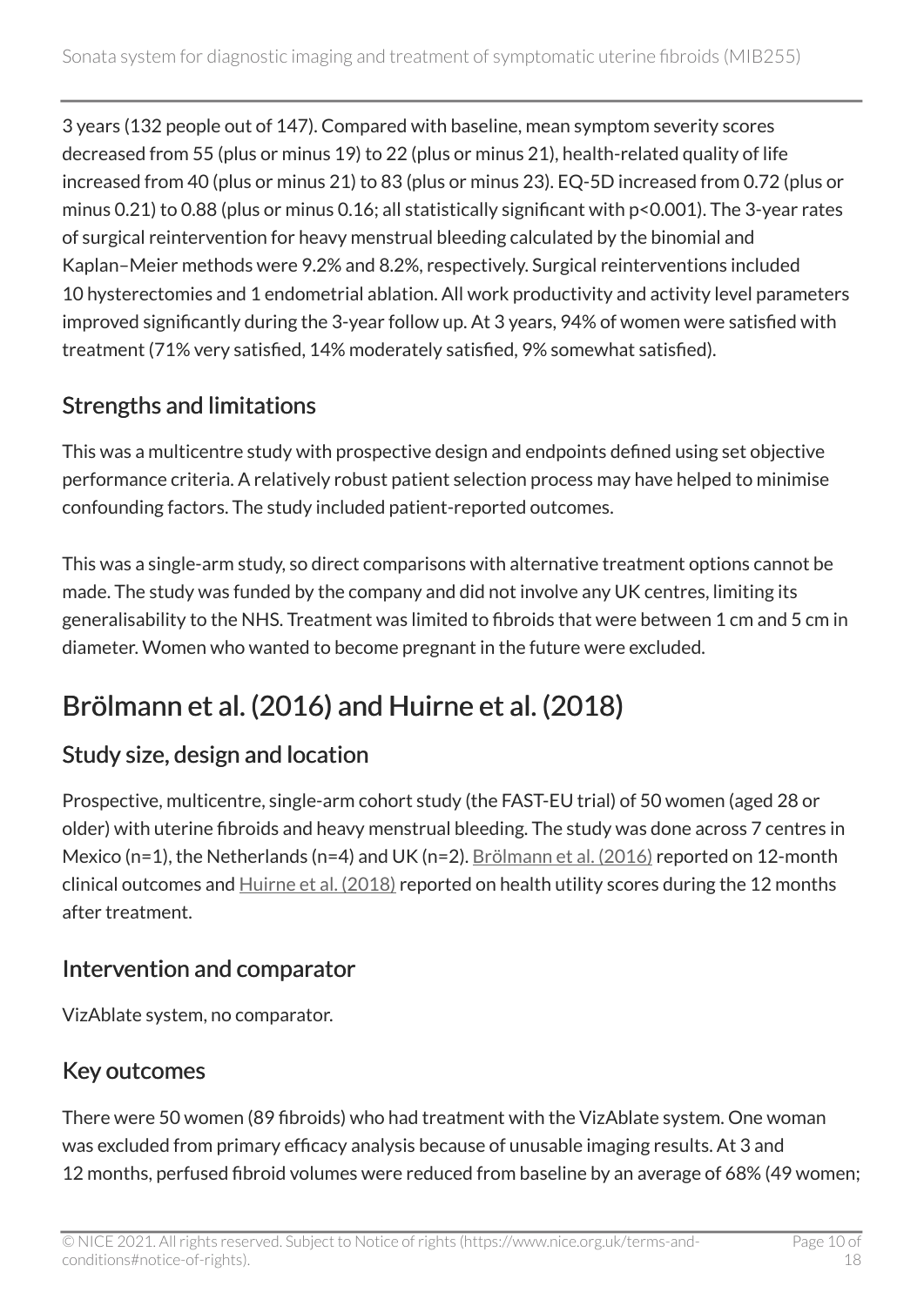3 years (132 people out of 147). Compared with baseline, mean symptom severity scores decreased from 55 (plus or minus 19) to 22 (plus or minus 21), health-related quality of life increased from 40 (plus or minus 21) to 83 (plus or minus 23). EQ-5D increased from 0.72 (plus or minus 0.21) to 0.88 (plus or minus 0.16; all statistically significant with p<0.001). The 3-year rates of surgical reintervention for heavy menstrual bleeding calculated by the binomial and Kaplan–Meier methods were 9.2% and 8.2%, respectively. Surgical reinterventions included 10 hysterectomies and 1 endometrial ablation. All work productivity and activity level parameters improved significantly during the 3-year follow up. At 3 years, 94% of women were satisfied with treatment (71% very satisfied, 14% moderately satisfied, 9% somewhat satisfied).

### Strengths and limitations

This was a multicentre study with prospective design and endpoints defined using set objective performance criteria. A relatively robust patient selection process may have helped to minimise confounding factors. The study included patient-reported outcomes.

This was a single-arm study, so direct comparisons with alternative treatment options cannot be made. The study was funded by the company and did not involve any UK centres, limiting its generalisability to the NHS. Treatment was limited to fibroids that were between 1 cm and 5 cm in diameter. Women who wanted to become pregnant in the future were excluded.

## Brölmann et al. (2016) and Huirne et al. (2018)

### Study size, design and location

Prospective, multicentre, single-arm cohort study (the FAST-EU trial) of 50 women (aged 28 or older) with uterine fibroids and heavy menstrual bleeding. The study was done across 7 centres in Mexico (n=1), the Netherlands (n=4) and UK (n=2). Brölmann et al. (2016) reported on 12-month clinical outcomes and Huirne et al. (2018) reported on health utility scores during the 12 months after treatment.

### Intervention and comparator

VizAblate system, no comparator.

### Key outcomes

There were 50 women (89 fibroids) who had treatment with the VizAblate system. One woman was excluded from primary efficacy analysis because of unusable imaging results. At 3 and 12 months, perfused fibroid volumes were reduced from baseline by an average of 68% (49 women;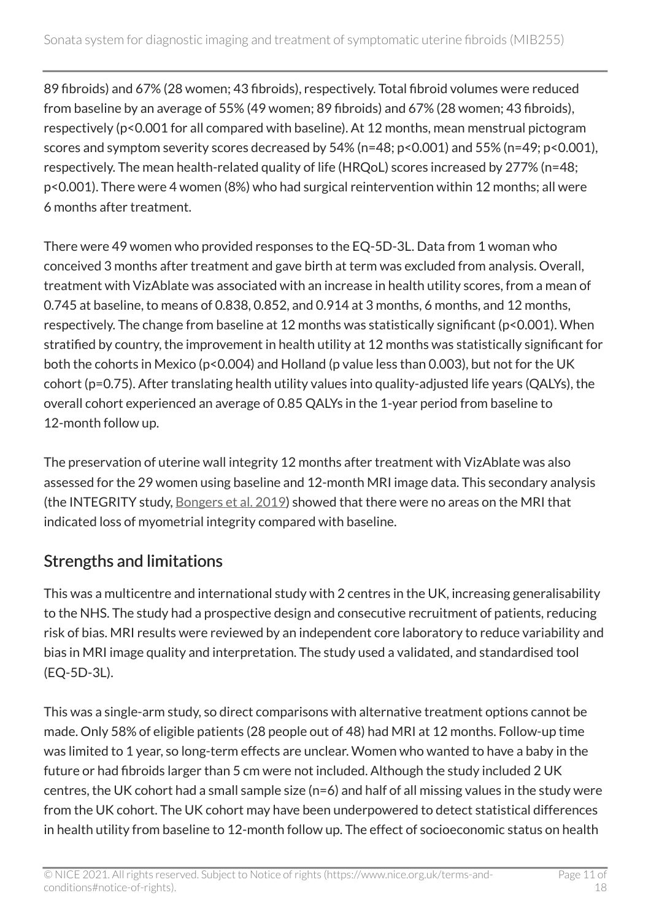89 fibroids) and 67% (28 women; 43 fibroids), respectively. Total fibroid volumes were reduced from baseline by an average of 55% (49 women; 89 fibroids) and 67% (28 women; 43 fibroids), respectively ($p<0.001$ for all compared with baseline). At 12 months, mean menstrual pictogram scores and symptom severity scores decreased by 54% (n=48; $p<0.001$) and 55% (n=49; $p<0.001$), respectively. The mean health-related quality of life (HRQoL) scores increased by 277% (n=48; $p<0.001$). There were 4 women (8%) who had surgical reintervention within 12 months; all were 6 months after treatment.

There were 49 women who provided responses to the EQ-5D-3L. Data from 1 woman who conceived 3 months after treatment and gave birth at term was excluded from analysis. Overall, treatment with VizAblate was associated with an increase in health utility scores, from a mean of 0.745 at baseline, to means of 0.838, 0.852, and 0.914 at 3 months, 6 months, and 12 months, respectively. The change from baseline at 12 months was statistically significant ($p<0.001$). When stratified by country, the improvement in health utility at 12 months was statistically significant for both the cohorts in Mexico ($p<0.004$) and Holland (p value less than 0.003), but not for the UK cohort ($p=0.75$). After translating health utility values into quality-adjusted life years (QALYs), the overall cohort experienced an average of 0.85 QALYs in the 1-year period from baseline to 12-month follow up.

The preservation of uterine wall integrity 12 months after treatment with VizAblate was also assessed for the 29 women using baseline and 12-month MRI image data. This secondary analysis (the INTEGRITY study, Bongers et al. 2019) showed that there were no areas on the MRI that indicated loss of myometrial integrity compared with baseline.

## Strengths and limitations

This was a multicentre and international study with 2 centres in the UK, increasing generalisability to the NHS. The study had a prospective design and consecutive recruitment of patients, reducing risk of bias. MRI results were reviewed by an independent core laboratory to reduce variability and bias in MRI image quality and interpretation. The study used a validated, and standardised tool (EQ-5D-3L).

This was a single-arm study, so direct comparisons with alternative treatment options cannot be made. Only 58% of eligible patients (28 people out of 48) had MRI at 12 months. Follow-up time was limited to 1 year, so long-term effects are unclear. Women who wanted to have a baby in the future or had fibroids larger than 5 cm were not included. Although the study included 2 UK centres, the UK cohort had a small sample size (n=6) and half of all missing values in the study were from the UK cohort. The UK cohort may have been underpowered to detect statistical differences in health utility from baseline to 12-month follow up. The effect of socioeconomic status on health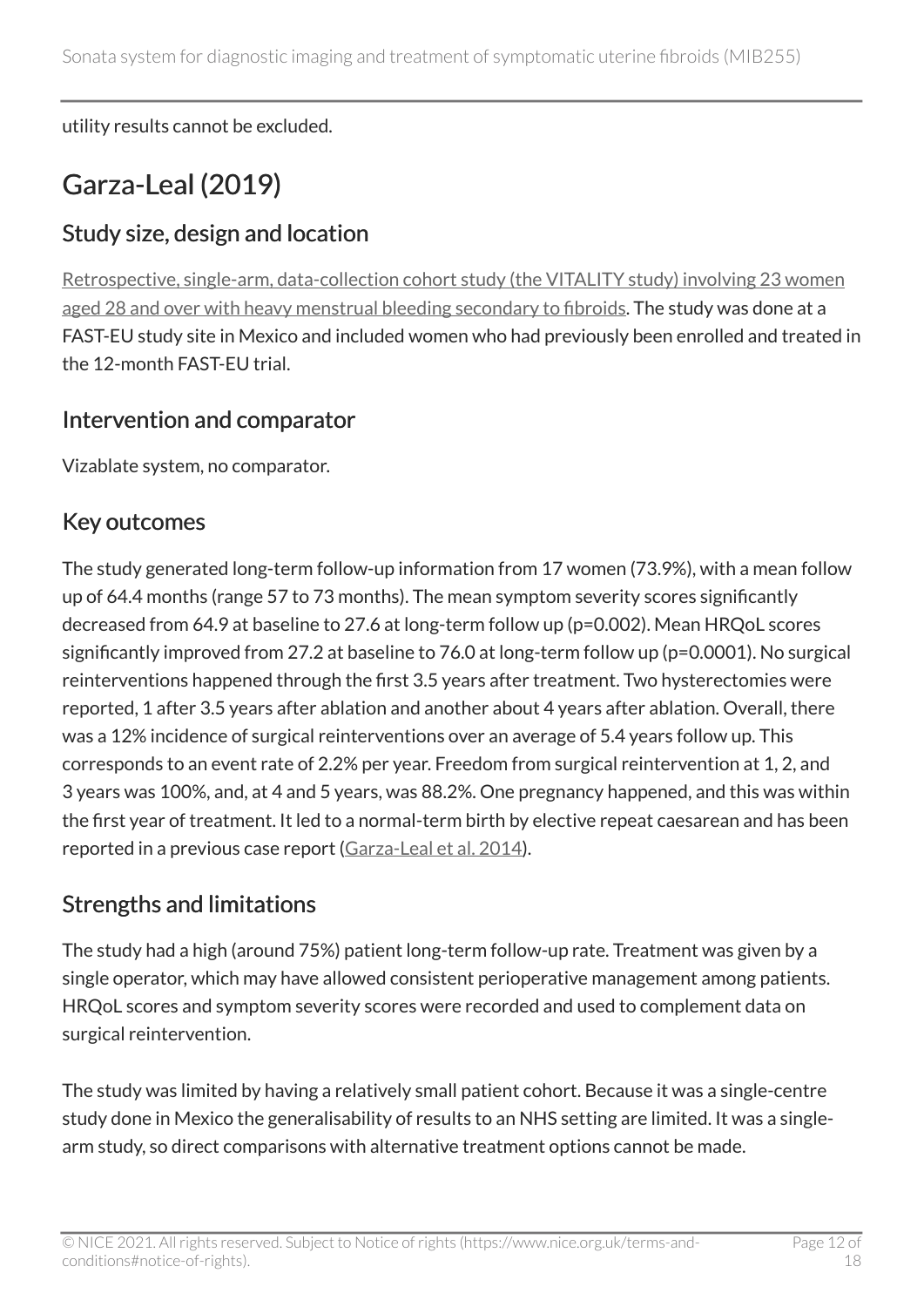utility results cannot be excluded.

## Garza-Leal (2019)

### Study size, design and location

Retrospective, single-arm, data-collection cohort study (the VITALITY study) involving 23 women aged 28 and over with heavy menstrual bleeding secondary to fibroids. The study was done at a FAST-EU study site in Mexico and included women who had previously been enrolled and treated in the 12-month FAST-EU trial.

### Intervention and comparator

Vizablate system, no comparator.

### Key outcomes

The study generated long-term follow-up information from 17 women (73.9%), with a mean follow up of 64.4 months (range 57 to 73 months). The mean symptom severity scores significantly decreased from 64.9 at baseline to 27.6 at long-term follow up (p=0.002). Mean HRQoL scores significantly improved from 27.2 at baseline to 76.0 at long-term follow up (p=0.0001). No surgical reinterventions happened through the first 3.5 years after treatment. Two hysterectomies were reported, 1 after 3.5 years after ablation and another about 4 years after ablation. Overall, there was a 12% incidence of surgical reinterventions over an average of 5.4 years follow up. This corresponds to an event rate of 2.2% per year. Freedom from surgical reintervention at 1, 2, and 3 years was 100%, and, at 4 and 5 years, was 88.2%. One pregnancy happened, and this was within the first year of treatment. It led to a normal-term birth by elective repeat caesarean and has been reported in a previous case report (Garza-Leal et al. 2014).

### Strengths and limitations

The study had a high (around 75%) patient long-term follow-up rate. Treatment was given by a single operator, which may have allowed consistent perioperative management among patients. HRQoL scores and symptom severity scores were recorded and used to complement data on surgical reintervention.

The study was limited by having a relatively small patient cohort. Because it was a single-centre study done in Mexico the generalisability of results to an NHS setting are limited. It was a single-arm study, so direct comparisons with alternative treatment options cannot be made.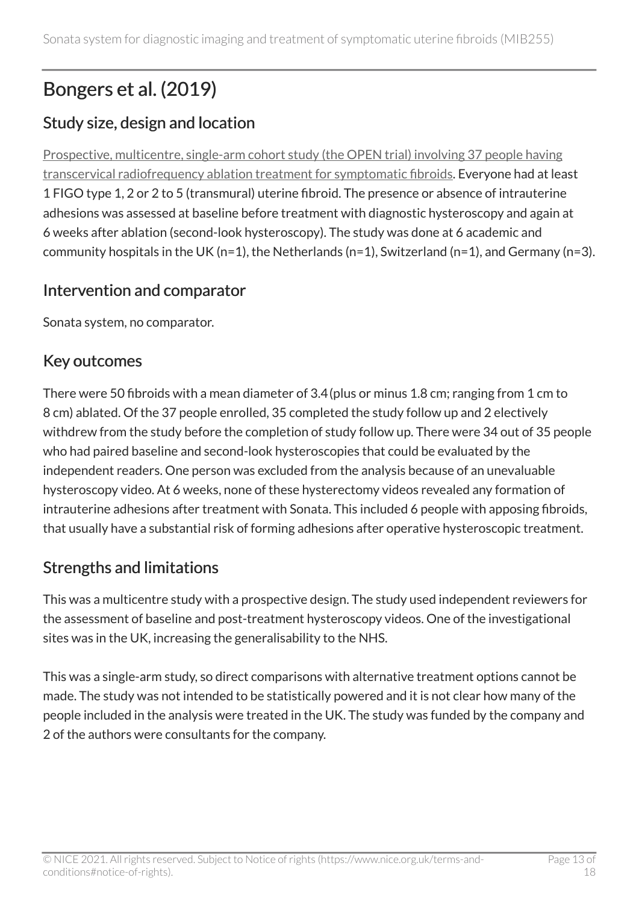## Bongers et al. (2019)

### Study size, design and location

Prospective, multicentre, single-arm cohort study (the OPEN trial) involving 37 people having transcervical radiofrequency ablation treatment for symptomatic fibroids. Everyone had at least 1 FIGO type 1, 2 or 2 to 5 (transmural) uterine fibroid. The presence or absence of intrauterine adhesions was assessed at baseline before treatment with diagnostic hysteroscopy and again at 6 weeks after ablation (second-look hysteroscopy). The study was done at 6 academic and community hospitals in the UK (n=1), the Netherlands (n=1), Switzerland (n=1), and Germany (n=3).

### Intervention and comparator

Sonata system, no comparator.

### Key outcomes

There were 50 fibroids with a mean diameter of 3.4 (plus or minus 1.8 cm; ranging from 1 cm to 8 cm) ablated. Of the 37 people enrolled, 35 completed the study follow up and 2 electively withdrew from the study before the completion of study follow up. There were 34 out of 35 people who had paired baseline and second-look hysteroscopies that could be evaluated by the independent readers. One person was excluded from the analysis because of an unevaluable hysteroscopy video. At 6 weeks, none of these hysterectomy videos revealed any formation of intrauterine adhesions after treatment with Sonata. This included 6 people with apposing fibroids, that usually have a substantial risk of forming adhesions after operative hysteroscopic treatment.

### Strengths and limitations

This was a multicentre study with a prospective design. The study used independent reviewers for the assessment of baseline and post-treatment hysteroscopy videos. One of the investigational sites was in the UK, increasing the generalisability to the NHS.

This was a single-arm study, so direct comparisons with alternative treatment options cannot be made. The study was not intended to be statistically powered and it is not clear how many of the people included in the analysis were treated in the UK. The study was funded by the company and 2 of the authors were consultants for the company.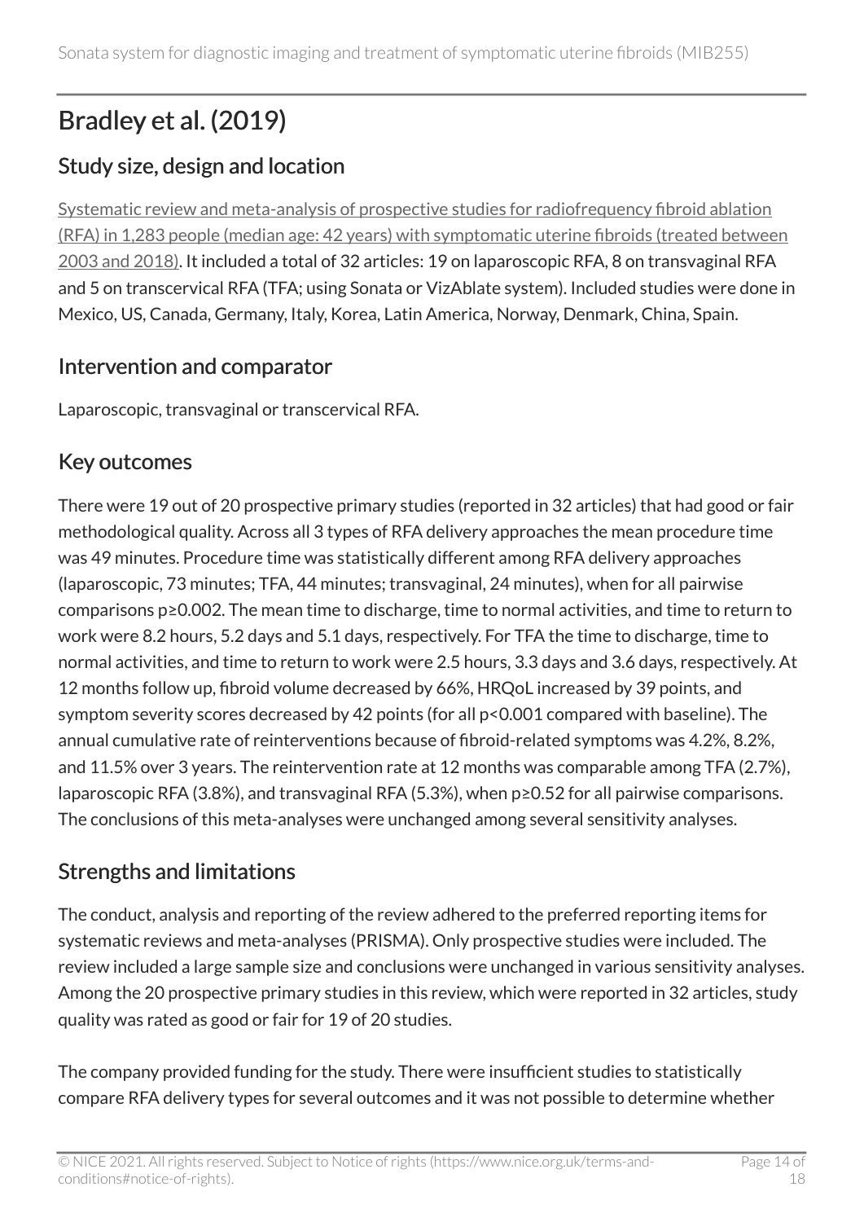## Bradley et al. (2019)

### Study size, design and location

Systematic review and meta-analysis of prospective studies for radiofrequency fibroid ablation (RFA) in 1,283 people (median age: 42 years) with symptomatic uterine fibroids (treated between 2003 and 2018). It included a total of 32 articles: 19 on laparoscopic RFA, 8 on transvaginal RFA and 5 on transcervical RFA (TFA; using Sonata or VizAblate system). Included studies were done in Mexico, US, Canada, Germany, Italy, Korea, Latin America, Norway, Denmark, China, Spain.

### Intervention and comparator

Laparoscopic, transvaginal or transcervical RFA.

### Key outcomes

There were 19 out of 20 prospective primary studies (reported in 32 articles) that had good or fair methodological quality. Across all 3 types of RFA delivery approaches the mean procedure time was 49 minutes. Procedure time was statistically different among RFA delivery approaches (laparoscopic, 73 minutes; TFA, 44 minutes; transvaginal, 24 minutes), when for all pairwise comparisons $p \geq 0.002$. The mean time to discharge, time to normal activities, and time to return to work were 8.2 hours, 5.2 days and 5.1 days, respectively. For TFA the time to discharge, time to normal activities, and time to return to work were 2.5 hours, 3.3 days and 3.6 days, respectively. At 12 months follow up, fibroid volume decreased by 66%, HRQoL increased by 39 points, and symptom severity scores decreased by 42 points (for all $p<0.001$ compared with baseline). The annual cumulative rate of reinterventions because of fibroid-related symptoms was 4.2%, 8.2%, and 11.5% over 3 years. The reintervention rate at 12 months was comparable among TFA (2.7%), laparoscopic RFA (3.8%), and transvaginal RFA (5.3%), when $p \geq 0.52$ for all pairwise comparisons. The conclusions of this meta-analyses were unchanged among several sensitivity analyses.

### Strengths and limitations

The conduct, analysis and reporting of the review adhered to the preferred reporting items for systematic reviews and meta-analyses (PRISMA). Only prospective studies were included. The review included a large sample size and conclusions were unchanged in various sensitivity analyses. Among the 20 prospective primary studies in this review, which were reported in 32 articles, study quality was rated as good or fair for 19 of 20 studies.

The company provided funding for the study. There were insufficient studies to statistically compare RFA delivery types for several outcomes and it was not possible to determine whether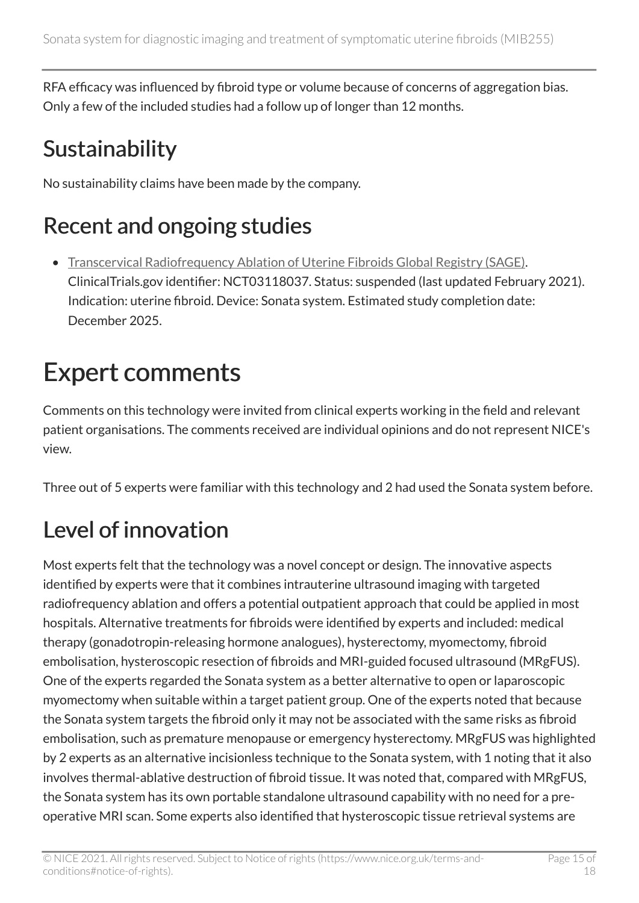RFA efficacy was influenced by fibroid type or volume because of concerns of aggregation bias. Only a few of the included studies had a follow up of longer than 12 months.

## Sustainability

No sustainability claims have been made by the company.

## Recent and ongoing studies

- Transcervical Radiofrequency Ablation of Uterine Fibroids Global Registry (SAGE). ClinicalTrials.gov identifier: NCT03118037. Status: suspended (last updated February 2021). Indication: uterine fibroid. Device: Sonata system. Estimated study completion date: December 2025.

# Expert comments

Comments on this technology were invited from clinical experts working in the field and relevant patient organisations. The comments received are individual opinions and do not represent NICE's view.

Three out of 5 experts were familiar with this technology and 2 had used the Sonata system before.

## Level of innovation

Most experts felt that the technology was a novel concept or design. The innovative aspects identified by experts were that it combines intrauterine ultrasound imaging with targeted radiofrequency ablation and offers a potential outpatient approach that could be applied in most hospitals. Alternative treatments for fibroids were identified by experts and included: medical therapy (gonadotropin-releasing hormone analogues), hysterectomy, myomectomy, fibroid embolisation, hysteroscopic resection of fibroids and MRI-guided focused ultrasound (MRgFUS). One of the experts regarded the Sonata system as a better alternative to open or laparoscopic myomectomy when suitable within a target patient group. One of the experts noted that because the Sonata system targets the fibroid only it may not be associated with the same risks as fibroid embolisation, such as premature menopause or emergency hysterectomy. MRgFUS was highlighted by 2 experts as an alternative incisionless technique to the Sonata system, with 1 noting that it also involves thermal-ablative destruction of fibroid tissue. It was noted that, compared with MRgFUS, the Sonata system has its own portable standalone ultrasound capability with no need for a pre-operative MRI scan. Some experts also identified that hysteroscopic tissue retrieval systems are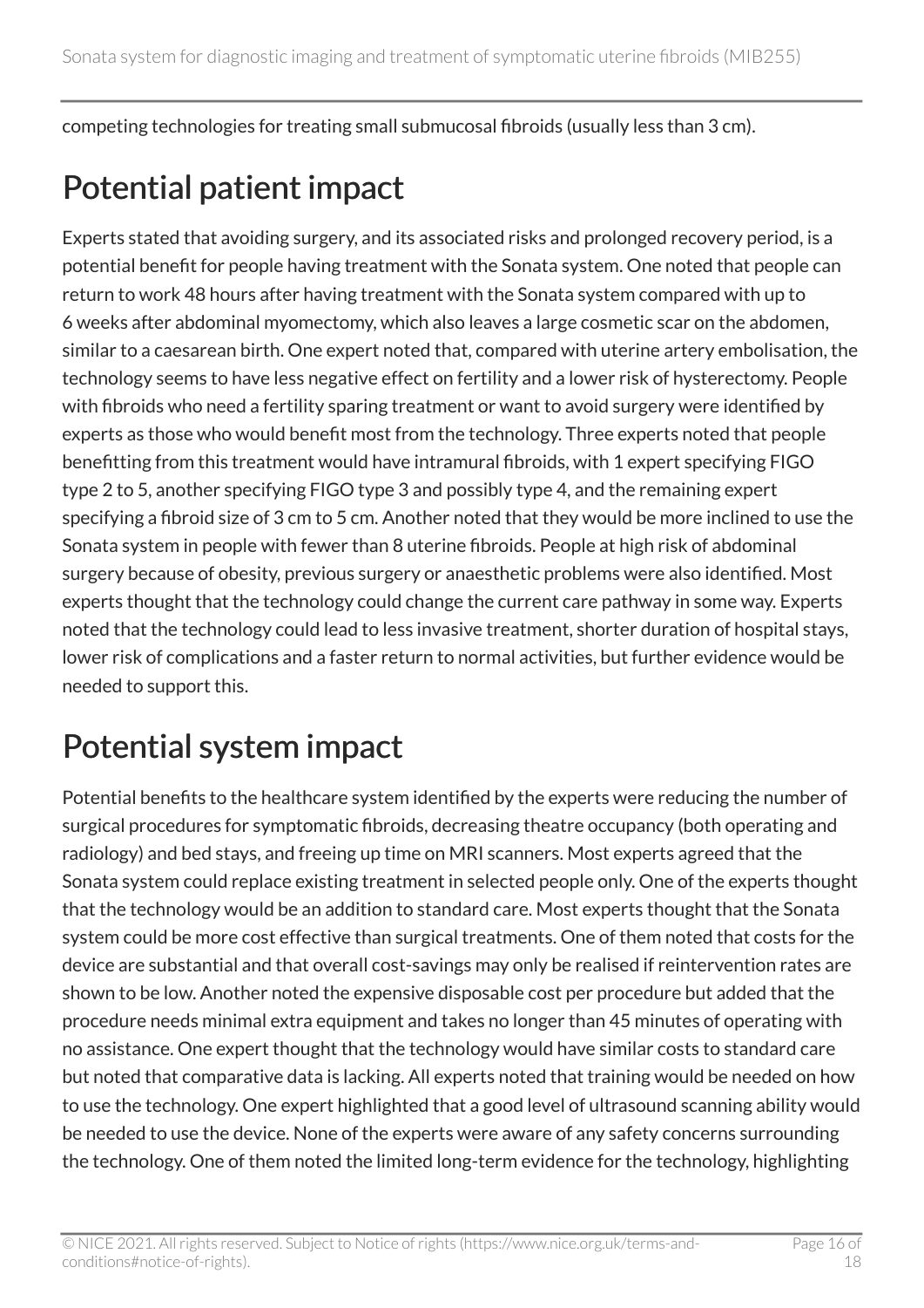competing technologies for treating small submucosal fibroids (usually less than 3 cm).

## Potential patient impact

Experts stated that avoiding surgery, and its associated risks and prolonged recovery period, is a potential benefit for people having treatment with the Sonata system. One noted that people can return to work 48 hours after having treatment with the Sonata system compared with up to 6 weeks after abdominal myomectomy, which also leaves a large cosmetic scar on the abdomen, similar to a caesarean birth. One expert noted that, compared with uterine artery embolisation, the technology seems to have less negative effect on fertility and a lower risk of hysterectomy. People with fibroids who need a fertility sparing treatment or want to avoid surgery were identified by experts as those who would benefit most from the technology. Three experts noted that people benefitting from this treatment would have intramural fibroids, with 1 expert specifying FIGO type 2 to 5, another specifying FIGO type 3 and possibly type 4, and the remaining expert specifying a fibroid size of 3 cm to 5 cm. Another noted that they would be more inclined to use the Sonata system in people with fewer than 8 uterine fibroids. People at high risk of abdominal surgery because of obesity, previous surgery or anaesthetic problems were also identified. Most experts thought that the technology could change the current care pathway in some way. Experts noted that the technology could lead to less invasive treatment, shorter duration of hospital stays, lower risk of complications and a faster return to normal activities, but further evidence would be needed to support this.

## Potential system impact

Potential benefits to the healthcare system identified by the experts were reducing the number of surgical procedures for symptomatic fibroids, decreasing theatre occupancy (both operating and radiology) and bed stays, and freeing up time on MRI scanners. Most experts agreed that the Sonata system could replace existing treatment in selected people only. One of the experts thought that the technology would be an addition to standard care. Most experts thought that the Sonata system could be more cost effective than surgical treatments. One of them noted that costs for the device are substantial and that overall cost-savings may only be realised if reintervention rates are shown to be low. Another noted the expensive disposable cost per procedure but added that the procedure needs minimal extra equipment and takes no longer than 45 minutes of operating with no assistance. One expert thought that the technology would have similar costs to standard care but noted that comparative data is lacking. All experts noted that training would be needed on how to use the technology. One expert highlighted that a good level of ultrasound scanning ability would be needed to use the device. None of the experts were aware of any safety concerns surrounding the technology. One of them noted the limited long-term evidence for the technology, highlighting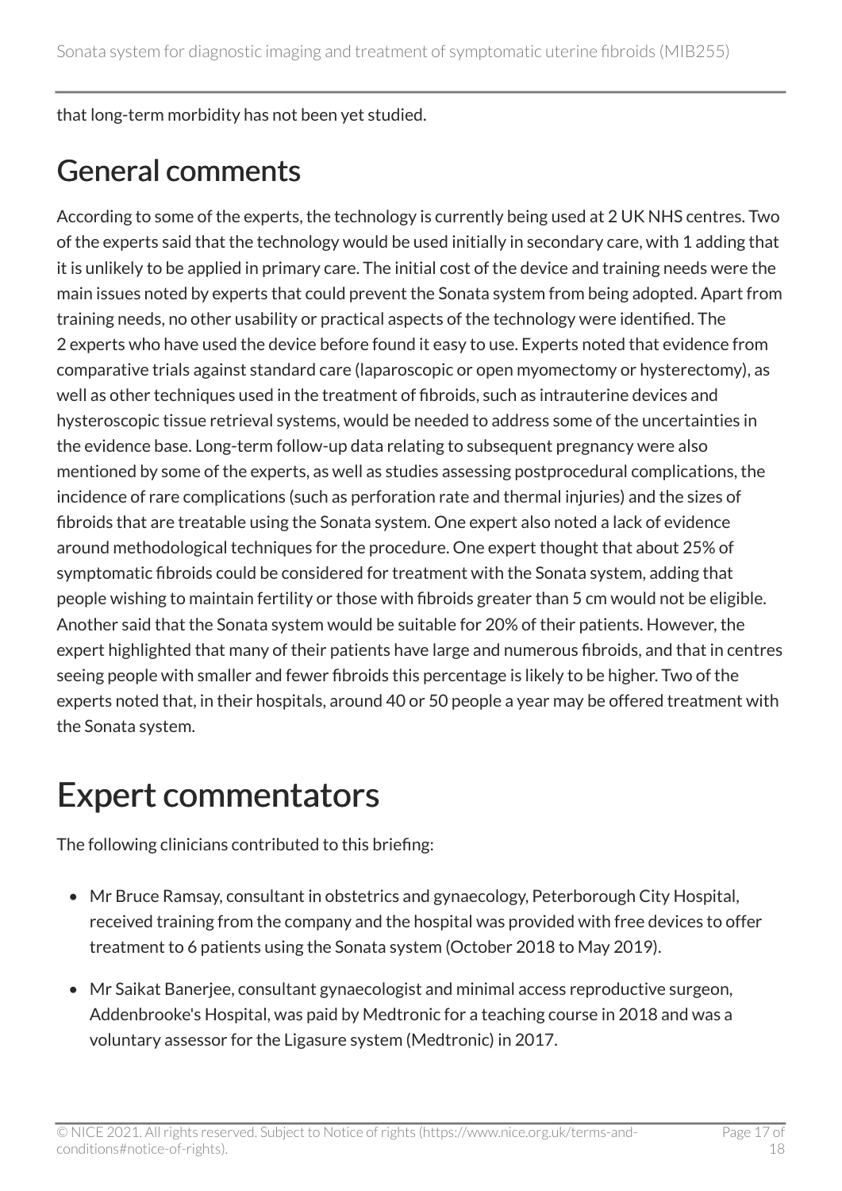that long-term morbidity has not been yet studied.

## General comments

According to some of the experts, the technology is currently being used at 2 UK NHS centres. Two of the experts said that the technology would be used initially in secondary care, with 1 adding that it is unlikely to be applied in primary care. The initial cost of the device and training needs were the main issues noted by experts that could prevent the Sonata system from being adopted. Apart from training needs, no other usability or practical aspects of the technology were identified. The 2 experts who have used the device before found it easy to use. Experts noted that evidence from comparative trials against standard care (laparoscopic or open myomectomy or hysterectomy), as well as other techniques used in the treatment of fibroids, such as intrauterine devices and hysteroscopic tissue retrieval systems, would be needed to address some of the uncertainties in the evidence base. Long-term follow-up data relating to subsequent pregnancy were also mentioned by some of the experts, as well as studies assessing postprocedural complications, the incidence of rare complications (such as perforation rate and thermal injuries) and the sizes of fibroids that are treatable using the Sonata system. One expert also noted a lack of evidence around methodological techniques for the procedure. One expert thought that about 25% of symptomatic fibroids could be considered for treatment with the Sonata system, adding that people wishing to maintain fertility or those with fibroids greater than 5 cm would not be eligible. Another said that the Sonata system would be suitable for 20% of their patients. However, the expert highlighted that many of their patients have large and numerous fibroids, and that in centres seeing people with smaller and fewer fibroids this percentage is likely to be higher. Two of the experts noted that, in their hospitals, around 40 or 50 people a year may be offered treatment with the Sonata system.

# Expert commentators

The following clinicians contributed to this briefing:

- Mr Bruce Ramsay, consultant in obstetrics and gynaecology, Peterborough City Hospital, received training from the company and the hospital was provided with free devices to offer treatment to 6 patients using the Sonata system (October 2018 to May 2019).
- Mr Saikat Banerjee, consultant gynaecologist and minimal access reproductive surgeon, Addenbrooke's Hospital, was paid by Medtronic for a teaching course in 2018 and was a voluntary assessor for the Ligasure system (Medtronic) in 2017.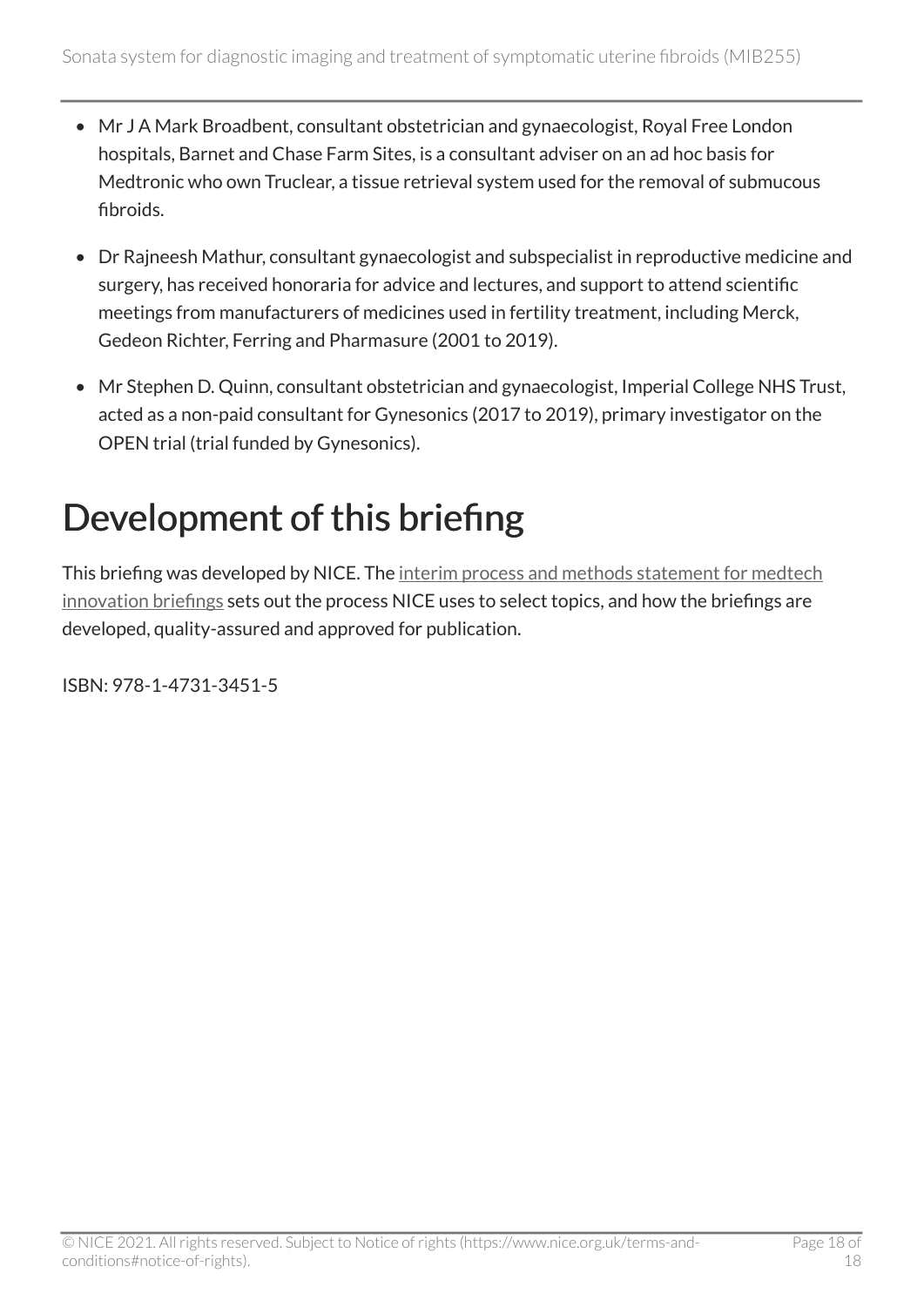- Mr J A Mark Broadbent, consultant obstetrician and gynaecologist, Royal Free London hospitals, Barnet and Chase Farm Sites, is a consultant adviser on an ad hoc basis for Medtronic who own Truclear, a tissue retrieval system used for the removal of submucous fibroids.
- Dr Rajneesh Mathur, consultant gynaecologist and subspecialist in reproductive medicine and surgery, has received honoraria for advice and lectures, and support to attend scientific meetings from manufacturers of medicines used in fertility treatment, including Merck, Gedeon Richter, Ferring and Pharmasure (2001 to 2019).
- Mr Stephen D. Quinn, consultant obstetrician and gynaecologist, Imperial College NHS Trust, acted as a non-paid consultant for Gynesonics (2017 to 2019), primary investigator on the OPEN trial (trial funded by Gynesonics).

# Development of this briefing

This briefing was developed by NICE. The interim process and methods statement for medtech innovation briefings sets out the process NICE uses to select topics, and how the briefings are developed, quality-assured and approved for publication.

ISBN: 978-1-4731-3451-5